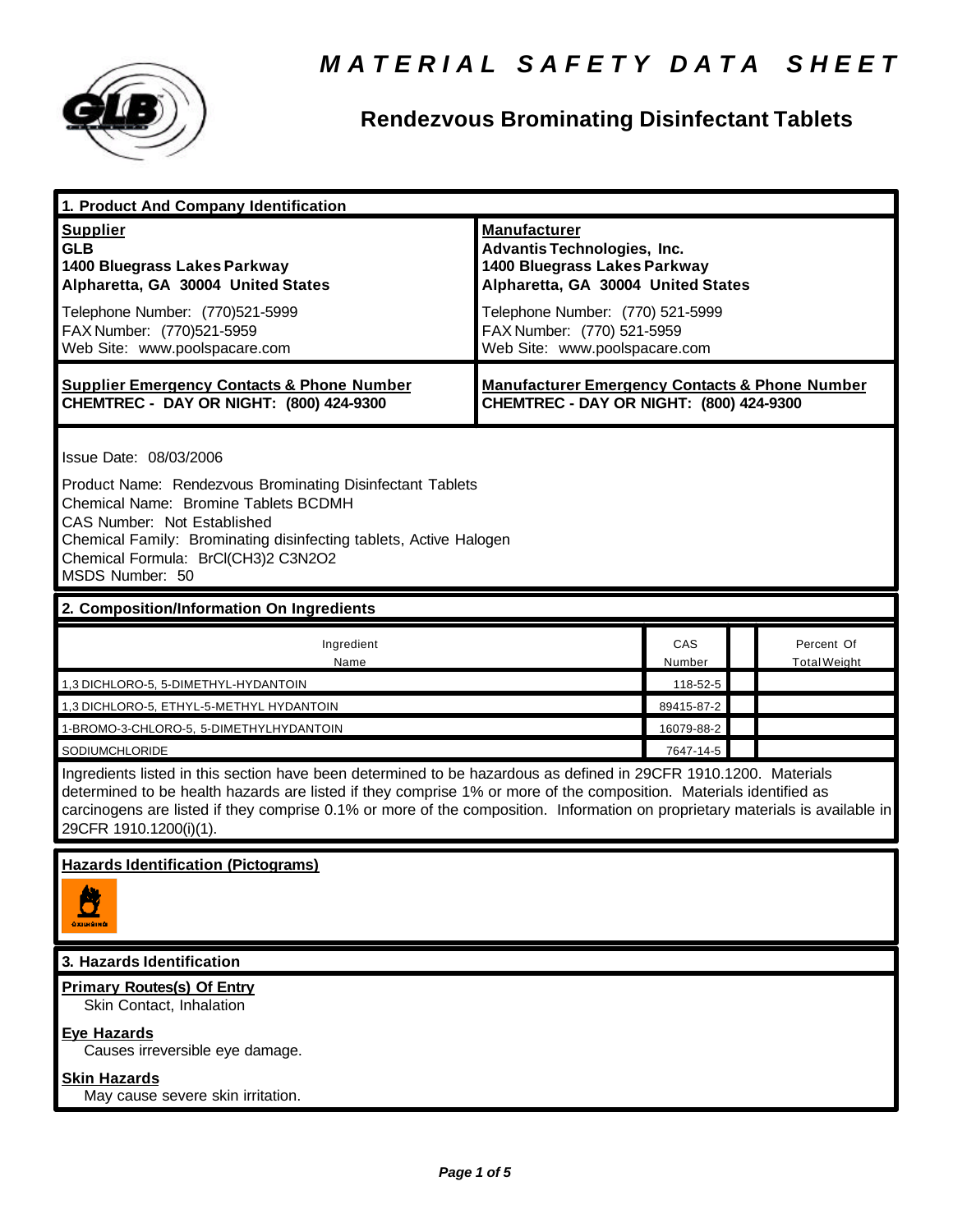# MATERIAL SAFETY DATA SHEET

## Rendezvous Brominating Disinfectant Tablets

### 1. Product And Company Identification

| **Supplier** | **Manufacturer** |
|---|---|
| **GLB**<br>**1400 Bluegrass Lakes Parkway**<br>**Alpharetta, GA 30004 United States** | **Advantis Technologies, Inc.**<br>**1400 Bluegrass Lakes Parkway**<br>**Alpharetta, GA 30004 United States** |
| Telephone Number: (770)521-5999<br>FAX Number: (770)521-5959<br>Web Site: www.poolspacare.com | Telephone Number: (770) 521-5999<br>FAX Number: (770) 521-5959<br>Web Site: www.poolspacare.com |
| **Supplier Emergency Contacts & Phone Number**<br>**CHEMTREC - DAY OR NIGHT: (800) 424-9300** | **Manufacturer Emergency Contacts & Phone Number**<br>**CHEMTREC - DAY OR NIGHT: (800) 424-9300** |

Issue Date: 08/03/2006

Product Name: Rendezvous Brominating Disinfectant Tablets
Chemical Name: Bromine Tablets BCDMH
CAS Number: Not Established
Chemical Family: Brominating disinfecting tablets, Active Halogen
Chemical Formula: BrCl(CH3)2 C3N2O2
MSDS Number: 50

### 2. Composition/Information On Ingredients

| Ingredient Name | CAS Number | | Percent Of Total Weight |
|---|---|---|---|
| 1,3 DICHLORO-5, 5-DIMETHYL-HYDANTOIN | 118-52-5 | | |
| 1,3 DICHLORO-5, ETHYL-5-METHYL HYDANTOIN | 89415-87-2 | | |
| 1-BROMO-3-CHLORO-5, 5-DIMETHYLHYDANTOIN | 16079-88-2 | | |
| SODIUMCHLORIDE | 7647-14-5 | | |

Ingredients listed in this section have been determined to be hazardous as defined in 29CFR 1910.1200. Materials determined to be health hazards are listed if they comprise 1% or more of the composition. Materials identified as carcinogens are listed if they comprise 0.1% or more of the composition. Information on proprietary materials is available in 29CFR 1910.1200(i)(1).

**Hazards Identification (Pictograms)**

OXIDIZING

### 3. Hazards Identification

**Primary Routes(s) Of Entry**
Skin Contact, Inhalation

**Eye Hazards**
Causes irreversible eye damage.

**Skin Hazards**
May cause severe skin irritation.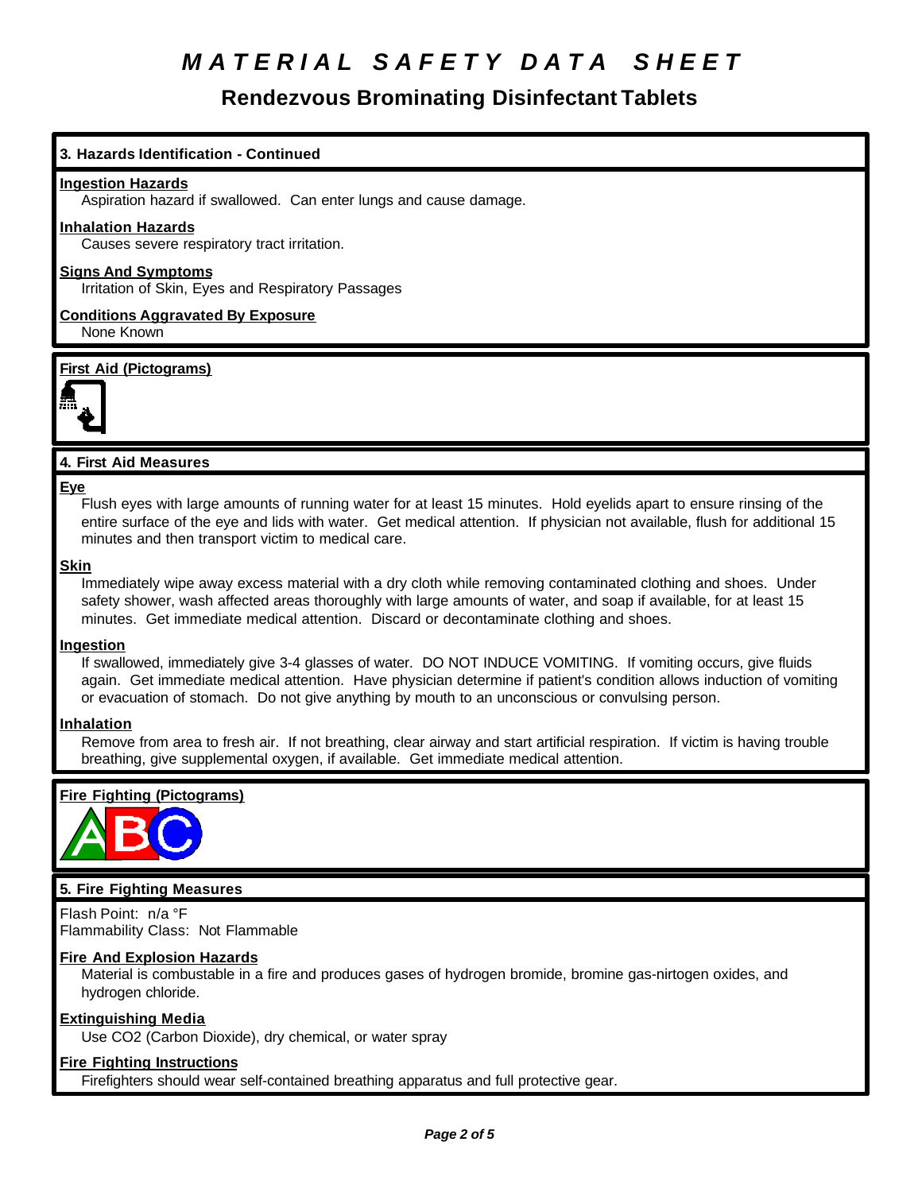# MATERIAL SAFETY DATA SHEET

## Rendezvous Brominating Disinfectant Tablets

### 3. Hazards Identification - Continued

**Ingestion Hazards**

Aspiration hazard if swallowed. Can enter lungs and cause damage.

**Inhalation Hazards**

Causes severe respiratory tract irritation.

**Signs And Symptoms**

Irritation of Skin, Eyes and Respiratory Passages

**Conditions Aggravated By Exposure**

None Known

**First Aid (Pictograms)**

### 4. First Aid Measures

**Eye**

Flush eyes with large amounts of running water for at least 15 minutes. Hold eyelids apart to ensure rinsing of the entire surface of the eye and lids with water. Get medical attention. If physician not available, flush for additional 15 minutes and then transport victim to medical care.

**Skin**

Immediately wipe away excess material with a dry cloth while removing contaminated clothing and shoes. Under safety shower, wash affected areas thoroughly with large amounts of water, and soap if available, for at least 15 minutes. Get immediate medical attention. Discard or decontaminate clothing and shoes.

**Ingestion**

If swallowed, immediately give 3-4 glasses of water. DO NOT INDUCE VOMITING. If vomiting occurs, give fluids again. Get immediate medical attention. Have physician determine if patient's condition allows induction of vomiting or evacuation of stomach. Do not give anything by mouth to an unconscious or convulsing person.

**Inhalation**

Remove from area to fresh air. If not breathing, clear airway and start artificial respiration. If victim is having trouble breathing, give supplemental oxygen, if available. Get immediate medical attention.

**Fire Fighting (Pictograms)**

### 5. Fire Fighting Measures

Flash Point: n/a °F
Flammability Class: Not Flammable

**Fire And Explosion Hazards**

Material is combustable in a fire and produces gases of hydrogen bromide, bromine gas-nirtogen oxides, and hydrogen chloride.

**Extinguishing Media**

Use CO2 (Carbon Dioxide), dry chemical, or water spray

**Fire Fighting Instructions**

Firefighters should wear self-contained breathing apparatus and full protective gear.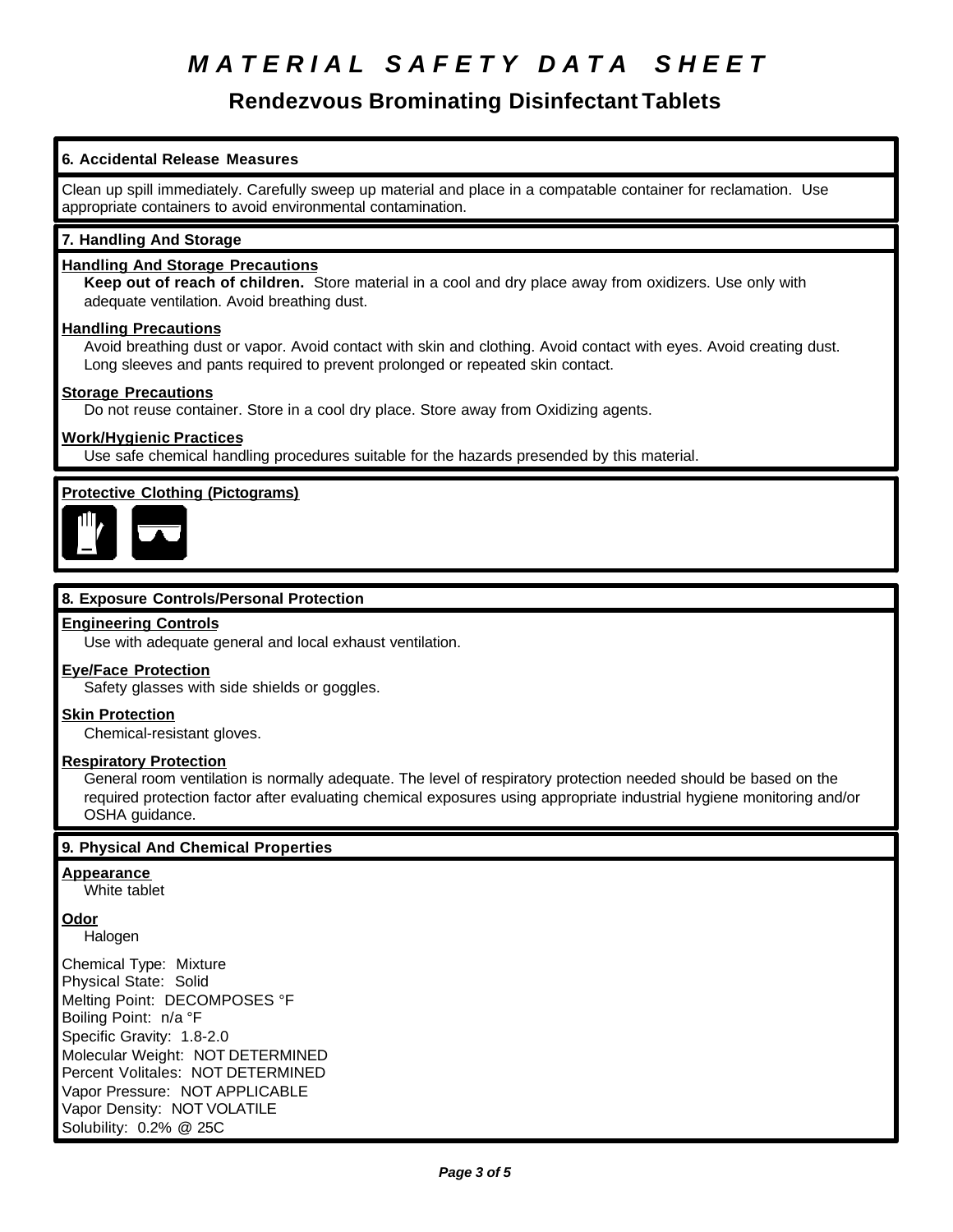# MATERIAL SAFETY DATA SHEET

## Rendezvous Brominating Disinfectant Tablets

### 6. Accidental Release Measures

Clean up spill immediately. Carefully sweep up material and place in a compatable container for reclamation. Use appropriate containers to avoid environmental contamination.

### 7. Handling And Storage

**Handling And Storage Precautions**

**Keep out of reach of children.** Store material in a cool and dry place away from oxidizers. Use only with adequate ventilation. Avoid breathing dust.

**Handling Precautions**

Avoid breathing dust or vapor. Avoid contact with skin and clothing. Avoid contact with eyes. Avoid creating dust. Long sleeves and pants required to prevent prolonged or repeated skin contact.

**Storage Precautions**

Do not reuse container. Store in a cool dry place. Store away from Oxidizing agents.

**Work/Hygienic Practices**

Use safe chemical handling procedures suitable for the hazards presended by this material.

**Protective Clothing (Pictograms)**

### 8. Exposure Controls/Personal Protection

**Engineering Controls**

Use with adequate general and local exhaust ventilation.

**Eye/Face Protection**

Safety glasses with side shields or goggles.

**Skin Protection**

Chemical-resistant gloves.

**Respiratory Protection**

General room ventilation is normally adequate. The level of respiratory protection needed should be based on the required protection factor after evaluating chemical exposures using appropriate industrial hygiene monitoring and/or OSHA guidance.

### 9. Physical And Chemical Properties

**Appearance**

White tablet

**Odor**

Halogen

Chemical Type: Mixture
Physical State: Solid
Melting Point: DECOMPOSES °F
Boiling Point: n/a °F
Specific Gravity: 1.8-2.0
Molecular Weight: NOT DETERMINED
Percent Volitales: NOT DETERMINED
Vapor Pressure: NOT APPLICABLE
Vapor Density: NOT VOLATILE
Solubility: 0.2% @ 25C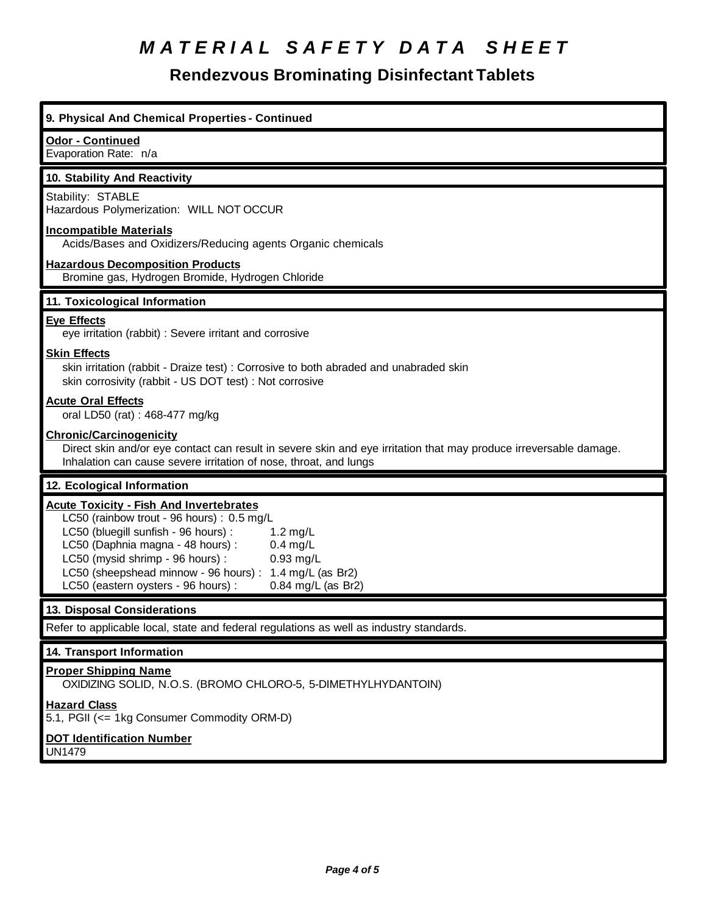# MATERIAL SAFETY DATA SHEET

## Rendezvous Brominating Disinfectant Tablets

### 9. Physical And Chemical Properties - Continued

**Odor - Continued**

Evaporation Rate: n/a

### 10. Stability And Reactivity

Stability: STABLE

Hazardous Polymerization: WILL NOT OCCUR

**Incompatible Materials**

Acids/Bases and Oxidizers/Reducing agents Organic chemicals

**Hazardous Decomposition Products**

Bromine gas, Hydrogen Bromide, Hydrogen Chloride

### 11. Toxicological Information

**Eye Effects**

eye irritation (rabbit) : Severe irritant and corrosive

**Skin Effects**

skin irritation (rabbit - Draize test) : Corrosive to both abraded and unabraded skin

skin corrosivity (rabbit - US DOT test) : Not corrosive

**Acute Oral Effects**

oral LD50 (rat) : 468-477 mg/kg

**Chronic/Carcinogenicity**

Direct skin and/or eye contact can result in severe skin and eye irritation that may produce irreversable damage.
Inhalation can cause severe irritation of nose, throat, and lungs

### 12. Ecological Information

**Acute Toxicity - Fish And Invertebrates**

LC50 (rainbow trout - 96 hours) : 0.5 mg/L

| | |
|---|---|
| LC50 (bluegill sunfish - 96 hours) : | 1.2 mg/L |
| LC50 (Daphnia magna - 48 hours) : | 0.4 mg/L |
| LC50 (mysid shrimp - 96 hours) : | 0.93 mg/L |
| LC50 (sheepshead minnow - 96 hours) : | 1.4 mg/L (as $Br_2$) |
| LC50 (eastern oysters - 96 hours) : | 0.84 mg/L (as $Br_2$) |

### 13. Disposal Considerations

Refer to applicable local, state and federal regulations as well as industry standards.

### 14. Transport Information

**Proper Shipping Name**

OXIDIZING SOLID, N.O.S. (BROMO CHLORO-5, 5-DIMETHYLHYDANTOIN)

**Hazard Class**

5.1, PGII (<= 1kg Consumer Commodity ORM-D)

**DOT Identification Number**

UN1479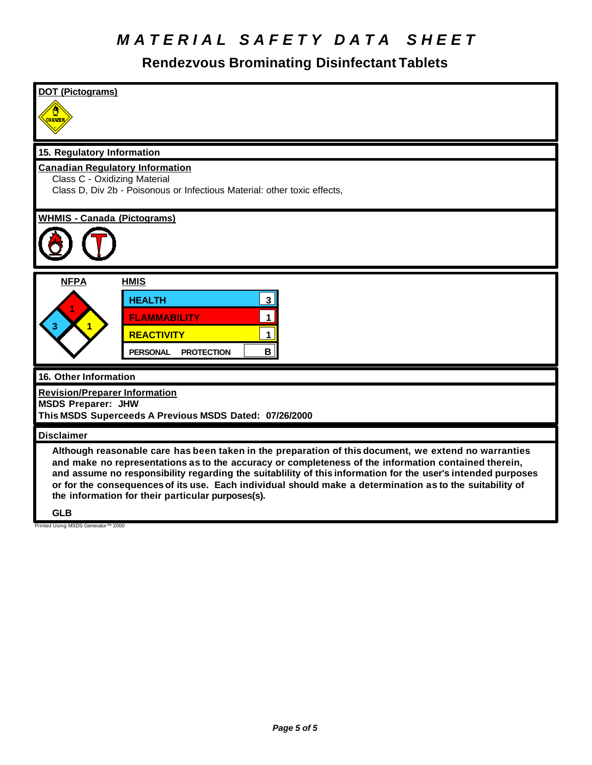# MATERIAL SAFETY DATA SHEET

## Rendezvous Brominating Disinfectant Tablets

**DOT (Pictograms)**

OXIDIZER

### 15. Regulatory Information

**Canadian Regulatory Information**

Class C - Oxidizing Material
Class D, Div 2b - Poisonous or Infectious Material: other toxic effects,

**WHMIS - Canada (Pictograms)**

**NFPA**

Flammability (red): 1
Health (blue): 3
Reactivity (yellow): 1

**HMIS**

| | |
|---|---|
| HEALTH | 3 |
| FLAMMABILITY | 1 |
| REACTIVITY | 1 |
| PERSONAL PROTECTION | B |

### 16. Other Information

**Revision/Preparer Information**

**MSDS Preparer: JHW**

**This MSDS Superceeds A Previous MSDS Dated: 07/26/2000**

### Disclaimer

**Although reasonable care has been taken in the preparation of this document, we extend no warranties and make no representations as to the accuracy or completeness of the information contained therein, and assume no responsibility regarding the suitablility of this information for the user's intended purposes or for the consequences of its use. Each individual should make a determination as to the suitability of the information for their particular purposes(s).**

**GLB**

Printed Using MSDS Generator™ 2000